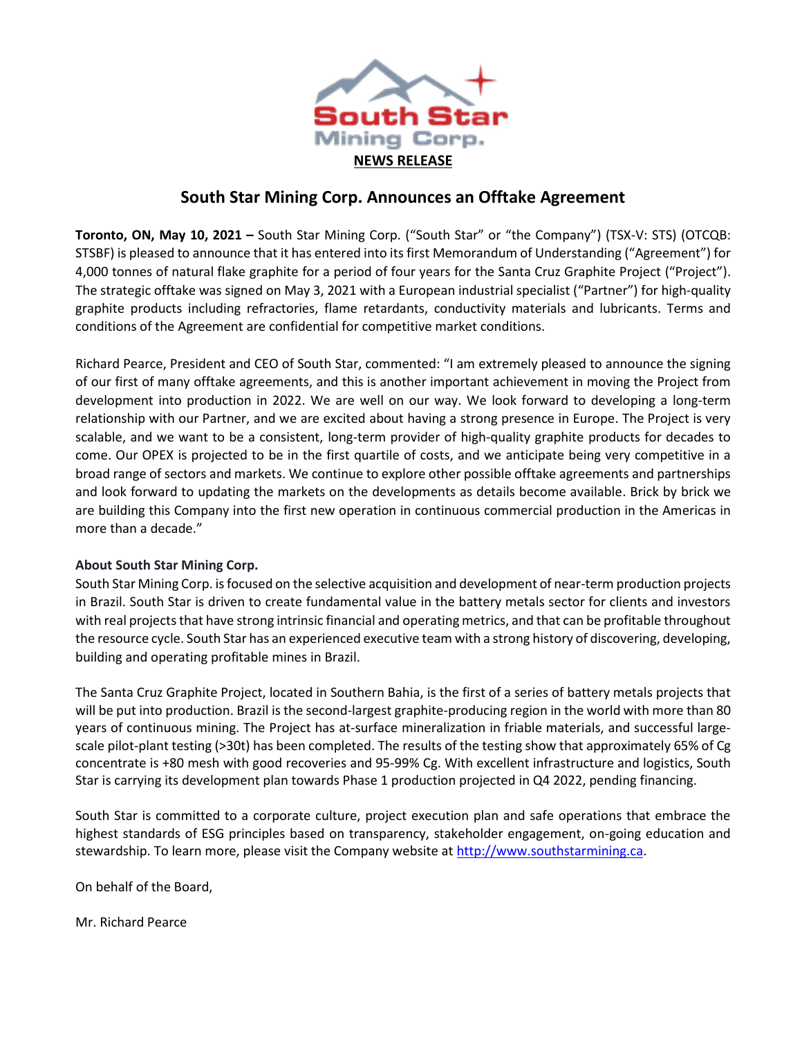South Star Mining Corp.

**NEWS RELEASE**

# South Star Mining Corp. Announces an Offtake Agreement

**Toronto, ON, May 10, 2021 –** South Star Mining Corp. ("South Star" or "the Company") (TSX-V: STS) (OTCQB: STSBF) is pleased to announce that it has entered into its first Memorandum of Understanding ("Agreement") for 4,000 tonnes of natural flake graphite for a period of four years for the Santa Cruz Graphite Project ("Project"). The strategic offtake was signed on May 3, 2021 with a European industrial specialist ("Partner") for high-quality graphite products including refractories, flame retardants, conductivity materials and lubricants. Terms and conditions of the Agreement are confidential for competitive market conditions.

Richard Pearce, President and CEO of South Star, commented: "I am extremely pleased to announce the signing of our first of many offtake agreements, and this is another important achievement in moving the Project from development into production in 2022. We are well on our way. We look forward to developing a long-term relationship with our Partner, and we are excited about having a strong presence in Europe. The Project is very scalable, and we want to be a consistent, long-term provider of high-quality graphite products for decades to come. Our OPEX is projected to be in the first quartile of costs, and we anticipate being very competitive in a broad range of sectors and markets. We continue to explore other possible offtake agreements and partnerships and look forward to updating the markets on the developments as details become available. Brick by brick we are building this Company into the first new operation in continuous commercial production in the Americas in more than a decade."

**About South Star Mining Corp.**

South Star Mining Corp. is focused on the selective acquisition and development of near-term production projects in Brazil. South Star is driven to create fundamental value in the battery metals sector for clients and investors with real projects that have strong intrinsic financial and operating metrics, and that can be profitable throughout the resource cycle. South Star has an experienced executive team with a strong history of discovering, developing, building and operating profitable mines in Brazil.

The Santa Cruz Graphite Project, located in Southern Bahia, is the first of a series of battery metals projects that will be put into production. Brazil is the second-largest graphite-producing region in the world with more than 80 years of continuous mining. The Project has at-surface mineralization in friable materials, and successful large-scale pilot-plant testing (>30t) has been completed. The results of the testing show that approximately 65% of Cg concentrate is +80 mesh with good recoveries and 95-99% Cg. With excellent infrastructure and logistics, South Star is carrying its development plan towards Phase 1 production projected in Q4 2022, pending financing.

South Star is committed to a corporate culture, project execution plan and safe operations that embrace the highest standards of ESG principles based on transparency, stakeholder engagement, on-going education and stewardship. To learn more, please visit the Company website at [http://www.southstarmining.ca](http://www.southstarmining.ca).

On behalf of the Board,

Mr. Richard Pearce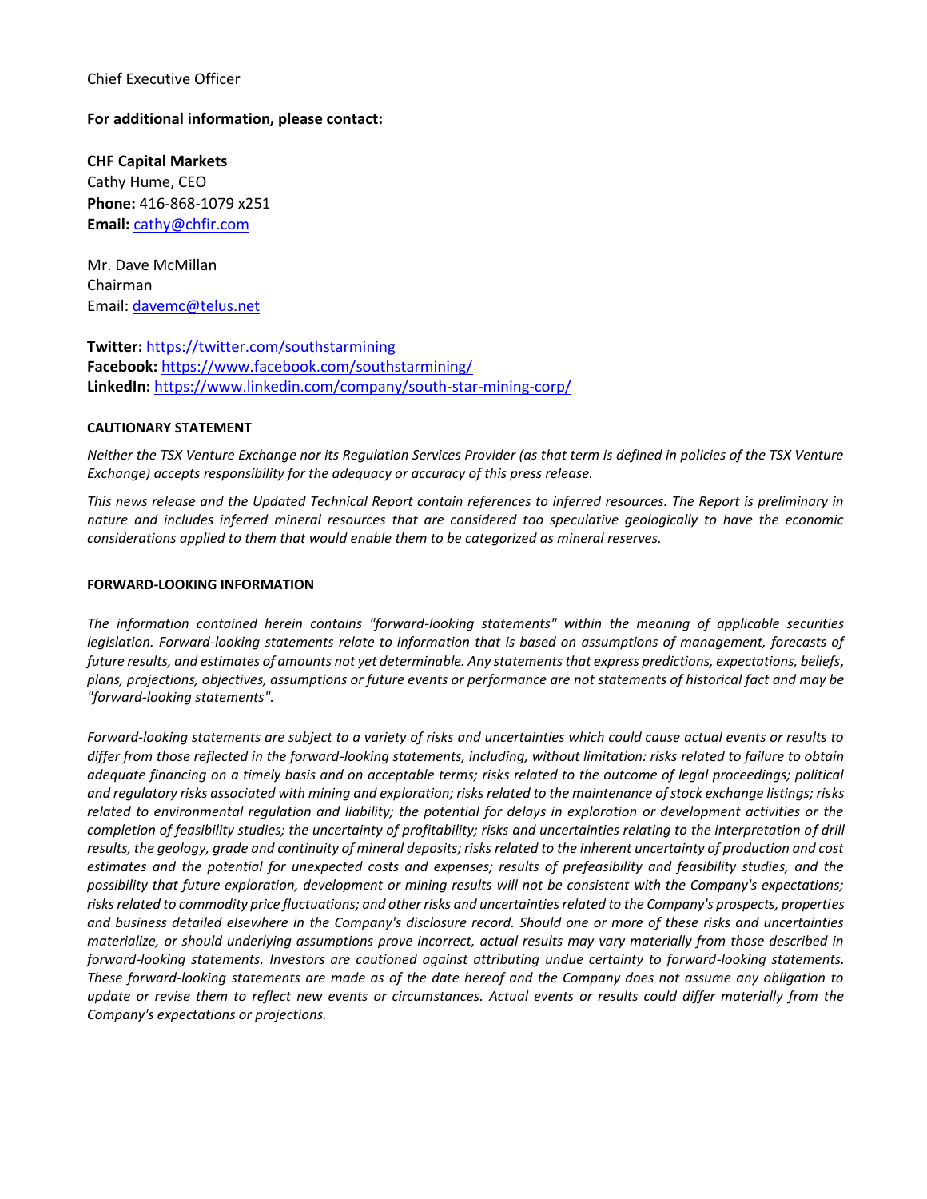Chief Executive Officer

**For additional information, please contact:**

**CHF Capital Markets**
Cathy Hume, CEO
**Phone:** 416-868-1079 x251
**Email:** cathy@chfir.com

Mr. Dave McMillan
Chairman
Email: davemc@telus.net

**Twitter:** https://twitter.com/southstarmining
**Facebook:** https://www.facebook.com/southstarmining/
**LinkedIn:** https://www.linkedin.com/company/south-star-mining-corp/

**CAUTIONARY STATEMENT**

*Neither the TSX Venture Exchange nor its Regulation Services Provider (as that term is defined in policies of the TSX Venture Exchange) accepts responsibility for the adequacy or accuracy of this press release.*

*This news release and the Updated Technical Report contain references to inferred resources. The Report is preliminary in nature and includes inferred mineral resources that are considered too speculative geologically to have the economic considerations applied to them that would enable them to be categorized as mineral reserves.*

**FORWARD-LOOKING INFORMATION**

*The information contained herein contains "forward-looking statements" within the meaning of applicable securities legislation. Forward-looking statements relate to information that is based on assumptions of management, forecasts of future results, and estimates of amounts not yet determinable. Any statements that express predictions, expectations, beliefs, plans, projections, objectives, assumptions or future events or performance are not statements of historical fact and may be "forward-looking statements".*

*Forward-looking statements are subject to a variety of risks and uncertainties which could cause actual events or results to differ from those reflected in the forward-looking statements, including, without limitation: risks related to failure to obtain adequate financing on a timely basis and on acceptable terms; risks related to the outcome of legal proceedings; political and regulatory risks associated with mining and exploration; risks related to the maintenance of stock exchange listings; risks related to environmental regulation and liability; the potential for delays in exploration or development activities or the completion of feasibility studies; the uncertainty of profitability; risks and uncertainties relating to the interpretation of drill results, the geology, grade and continuity of mineral deposits; risks related to the inherent uncertainty of production and cost estimates and the potential for unexpected costs and expenses; results of prefeasibility and feasibility studies, and the possibility that future exploration, development or mining results will not be consistent with the Company's expectations; risks related to commodity price fluctuations; and other risks and uncertainties related to the Company's prospects, properties and business detailed elsewhere in the Company's disclosure record. Should one or more of these risks and uncertainties materialize, or should underlying assumptions prove incorrect, actual results may vary materially from those described in forward-looking statements. Investors are cautioned against attributing undue certainty to forward-looking statements. These forward-looking statements are made as of the date hereof and the Company does not assume any obligation to update or revise them to reflect new events or circumstances. Actual events or results could differ materially from the Company's expectations or projections.*